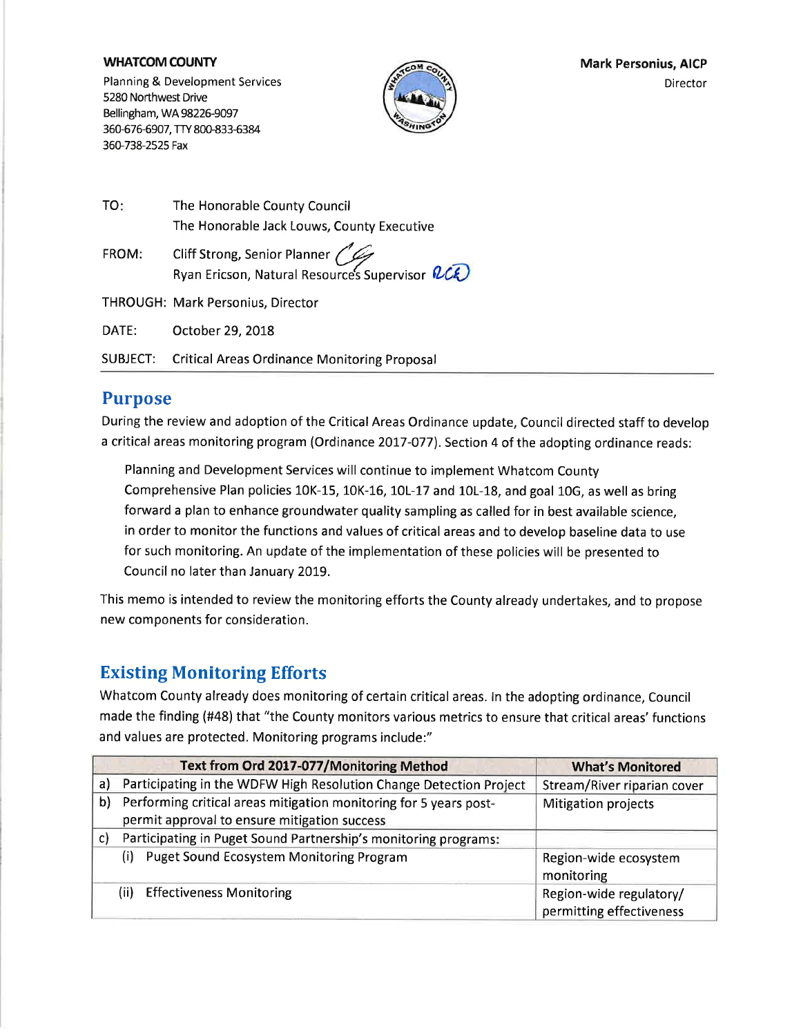**WHATCOM COUNTY**
Planning & Development Services
5280 Northwest Drive
Bellingham, WA 98226-9097
360-676-6907, TTY 800-833-6384
360-738-2525 Fax

**Mark Personius, AICP**
Director

TO: The Honorable County Council
The Honorable Jack Louws, County Executive

FROM: Cliff Strong, Senior Planner
Ryan Ericson, Natural Resources Supervisor

THROUGH: Mark Personius, Director

DATE: October 29, 2018

SUBJECT: Critical Areas Ordinance Monitoring Proposal

## Purpose

During the review and adoption of the Critical Areas Ordinance update, Council directed staff to develop a critical areas monitoring program (Ordinance 2017-077). Section 4 of the adopting ordinance reads:

> Planning and Development Services will continue to implement Whatcom County Comprehensive Plan policies 10K-15, 10K-16, 10L-17 and 10L-18, and goal 10G, as well as bring forward a plan to enhance groundwater quality sampling as called for in best available science, in order to monitor the functions and values of critical areas and to develop baseline data to use for such monitoring. An update of the implementation of these policies will be presented to Council no later than January 2019.

This memo is intended to review the monitoring efforts the County already undertakes, and to propose new components for consideration.

## Existing Monitoring Efforts

Whatcom County already does monitoring of certain critical areas. In the adopting ordinance, Council made the finding (#48) that "the County monitors various metrics to ensure that critical areas' functions and values are protected. Monitoring programs include:"

| Text from Ord 2017-077/Monitoring Method | What's Monitored |
|---|---|
| a) Participating in the WDFW High Resolution Change Detection Project | Stream/River riparian cover |
| b) Performing critical areas mitigation monitoring for 5 years post-permit approval to ensure mitigation success | Mitigation projects |
| c) Participating in Puget Sound Partnership's monitoring programs: | |
| (i) Puget Sound Ecosystem Monitoring Program | Region-wide ecosystem monitoring |
| (ii) Effectiveness Monitoring | Region-wide regulatory/ permitting effectiveness |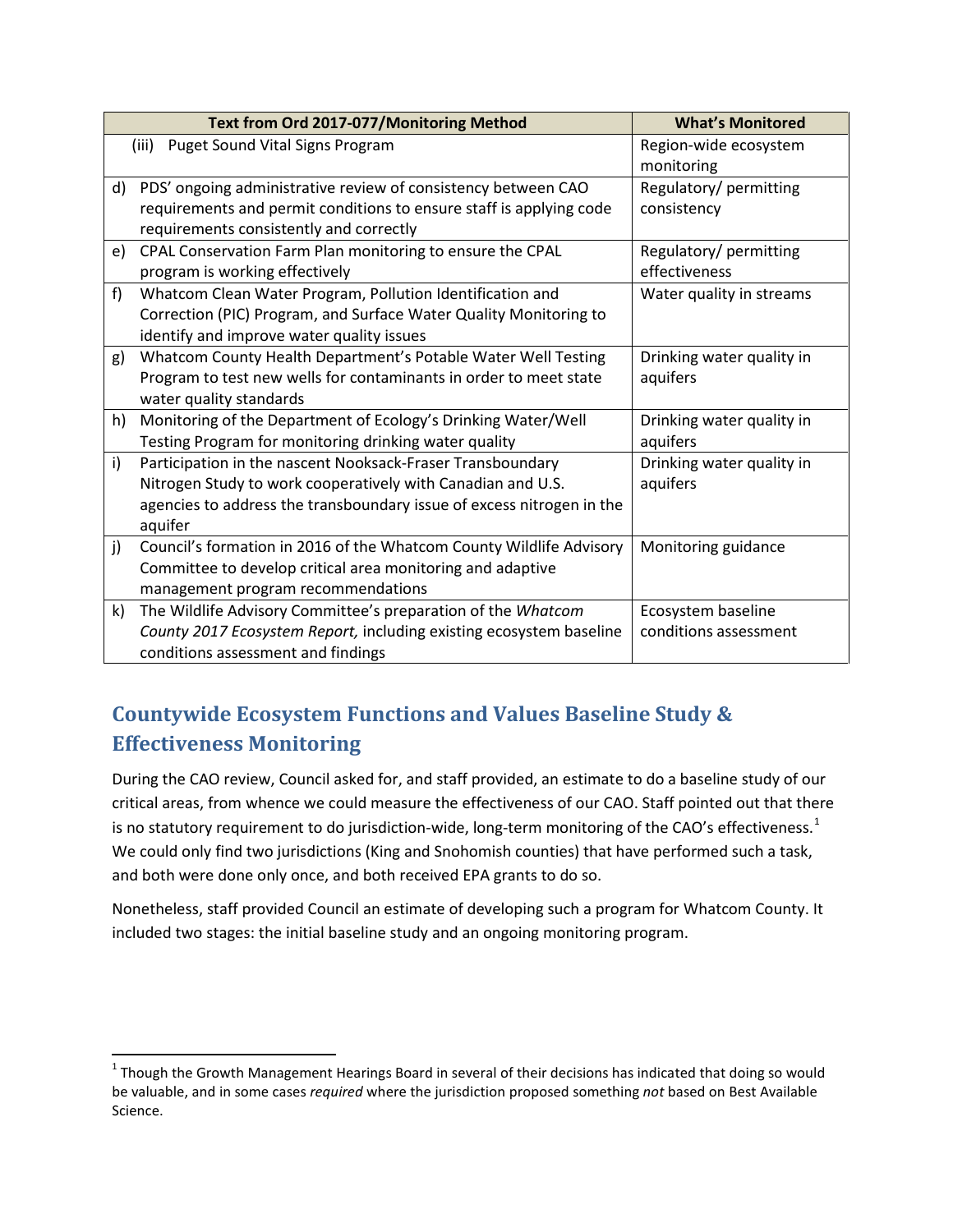| Text from Ord 2017-077/Monitoring Method | What's Monitored |
|---|---|
| (iii) Puget Sound Vital Signs Program | Region-wide ecosystem monitoring |
| d) PDS' ongoing administrative review of consistency between CAO requirements and permit conditions to ensure staff is applying code requirements consistently and correctly | Regulatory/ permitting consistency |
| e) CPAL Conservation Farm Plan monitoring to ensure the CPAL program is working effectively | Regulatory/ permitting effectiveness |
| f) Whatcom Clean Water Program, Pollution Identification and Correction (PIC) Program, and Surface Water Quality Monitoring to identify and improve water quality issues | Water quality in streams |
| g) Whatcom County Health Department's Potable Water Well Testing Program to test new wells for contaminants in order to meet state water quality standards | Drinking water quality in aquifers |
| h) Monitoring of the Department of Ecology's Drinking Water/Well Testing Program for monitoring drinking water quality | Drinking water quality in aquifers |
| i) Participation in the nascent Nooksack-Fraser Transboundary Nitrogen Study to work cooperatively with Canadian and U.S. agencies to address the transboundary issue of excess nitrogen in the aquifer | Drinking water quality in aquifers |
| j) Council's formation in 2016 of the Whatcom County Wildlife Advisory Committee to develop critical area monitoring and adaptive management program recommendations | Monitoring guidance |
| k) The Wildlife Advisory Committee's preparation of the *Whatcom County 2017 Ecosystem Report,* including existing ecosystem baseline conditions assessment and findings | Ecosystem baseline conditions assessment |

## Countywide Ecosystem Functions and Values Baseline Study & Effectiveness Monitoring

During the CAO review, Council asked for, and staff provided, an estimate to do a baseline study of our critical areas, from whence we could measure the effectiveness of our CAO. Staff pointed out that there is no statutory requirement to do jurisdiction-wide, long-term monitoring of the CAO's effectiveness.[1] We could only find two jurisdictions (King and Snohomish counties) that have performed such a task, and both were done only once, and both received EPA grants to do so.

Nonetheless, staff provided Council an estimate of developing such a program for Whatcom County. It included two stages: the initial baseline study and an ongoing monitoring program.

[1] Though the Growth Management Hearings Board in several of their decisions has indicated that doing so would be valuable, and in some cases *required* where the jurisdiction proposed something *not* based on Best Available Science.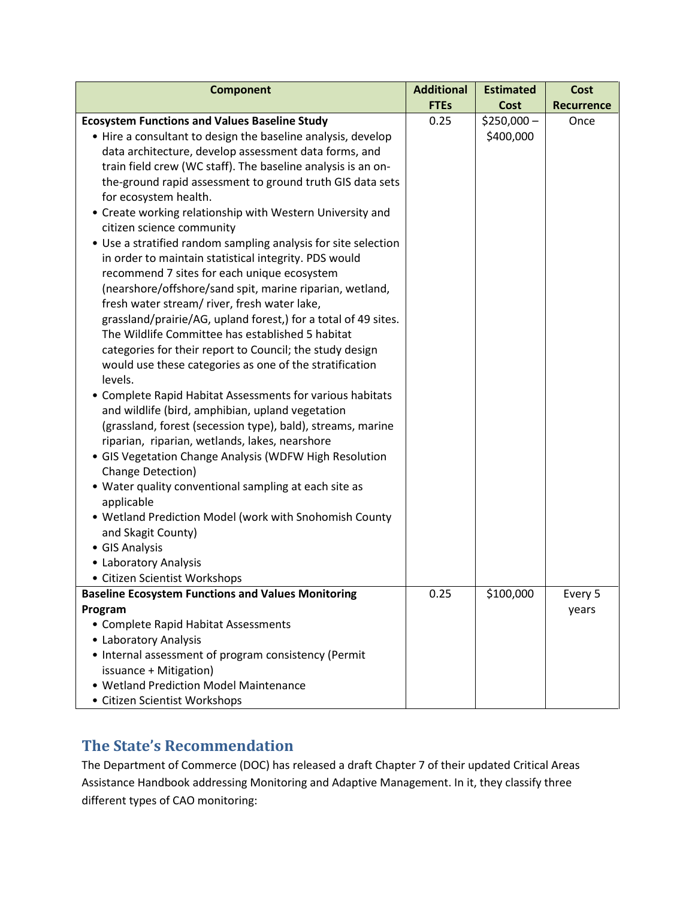| Component | Additional FTEs | Estimated Cost | Cost Recurrence |
|---|---|---|---|
| **Ecosystem Functions and Values Baseline Study**<br>• Hire a consultant to design the baseline analysis, develop data architecture, develop assessment data forms, and train field crew (WC staff). The baseline analysis is an on-the-ground rapid assessment to ground truth GIS data sets for ecosystem health.<br>• Create working relationship with Western University and citizen science community<br>• Use a stratified random sampling analysis for site selection in order to maintain statistical integrity. PDS would recommend 7 sites for each unique ecosystem (nearshore/offshore/sand spit, marine riparian, wetland, fresh water stream/ river, fresh water lake, grassland/prairie/AG, upland forest,) for a total of 49 sites. The Wildlife Committee has established 5 habitat categories for their report to Council; the study design would use these categories as one of the stratification levels.<br>• Complete Rapid Habitat Assessments for various habitats and wildlife (bird, amphibian, upland vegetation (grassland, forest (secession type), bald), streams, marine riparian, riparian, wetlands, lakes, nearshore<br>• GIS Vegetation Change Analysis (WDFW High Resolution Change Detection)<br>• Water quality conventional sampling at each site as applicable<br>• Wetland Prediction Model (work with Snohomish County and Skagit County)<br>• GIS Analysis<br>• Laboratory Analysis<br>• Citizen Scientist Workshops | 0.25 | \$250,000 – \$400,000 | Once |
| **Baseline Ecosystem Functions and Values Monitoring Program**<br>• Complete Rapid Habitat Assessments<br>• Laboratory Analysis<br>• Internal assessment of program consistency (Permit issuance + Mitigation)<br>• Wetland Prediction Model Maintenance<br>• Citizen Scientist Workshops | 0.25 | \$100,000 | Every 5 years |

## The State's Recommendation

The Department of Commerce (DOC) has released a draft Chapter 7 of their updated Critical Areas Assistance Handbook addressing Monitoring and Adaptive Management. In it, they classify three different types of CAO monitoring: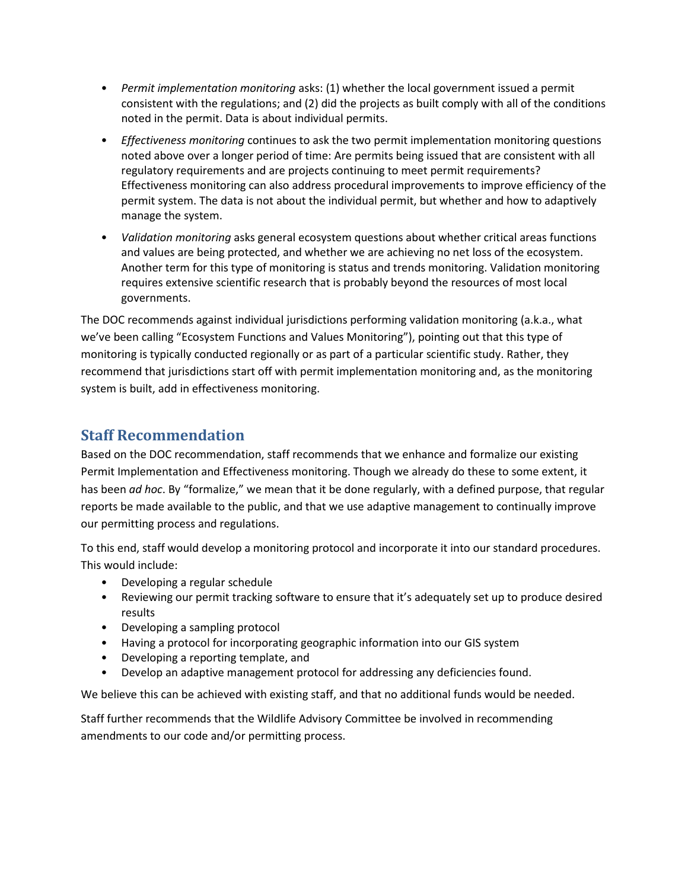- *Permit implementation monitoring* asks: (1) whether the local government issued a permit consistent with the regulations; and (2) did the projects as built comply with all of the conditions noted in the permit. Data is about individual permits.
- *Effectiveness monitoring* continues to ask the two permit implementation monitoring questions noted above over a longer period of time: Are permits being issued that are consistent with all regulatory requirements and are projects continuing to meet permit requirements? Effectiveness monitoring can also address procedural improvements to improve efficiency of the permit system. The data is not about the individual permit, but whether and how to adaptively manage the system.
- *Validation monitoring* asks general ecosystem questions about whether critical areas functions and values are being protected, and whether we are achieving no net loss of the ecosystem. Another term for this type of monitoring is status and trends monitoring. Validation monitoring requires extensive scientific research that is probably beyond the resources of most local governments.

The DOC recommends against individual jurisdictions performing validation monitoring (a.k.a., what we've been calling "Ecosystem Functions and Values Monitoring"), pointing out that this type of monitoring is typically conducted regionally or as part of a particular scientific study. Rather, they recommend that jurisdictions start off with permit implementation monitoring and, as the monitoring system is built, add in effectiveness monitoring.

## Staff Recommendation

Based on the DOC recommendation, staff recommends that we enhance and formalize our existing Permit Implementation and Effectiveness monitoring. Though we already do these to some extent, it has been *ad hoc*. By "formalize," we mean that it be done regularly, with a defined purpose, that regular reports be made available to the public, and that we use adaptive management to continually improve our permitting process and regulations.

To this end, staff would develop a monitoring protocol and incorporate it into our standard procedures. This would include:

- Developing a regular schedule
- Reviewing our permit tracking software to ensure that it's adequately set up to produce desired results
- Developing a sampling protocol
- Having a protocol for incorporating geographic information into our GIS system
- Developing a reporting template, and
- Develop an adaptive management protocol for addressing any deficiencies found.

We believe this can be achieved with existing staff, and that no additional funds would be needed.

Staff further recommends that the Wildlife Advisory Committee be involved in recommending amendments to our code and/or permitting process.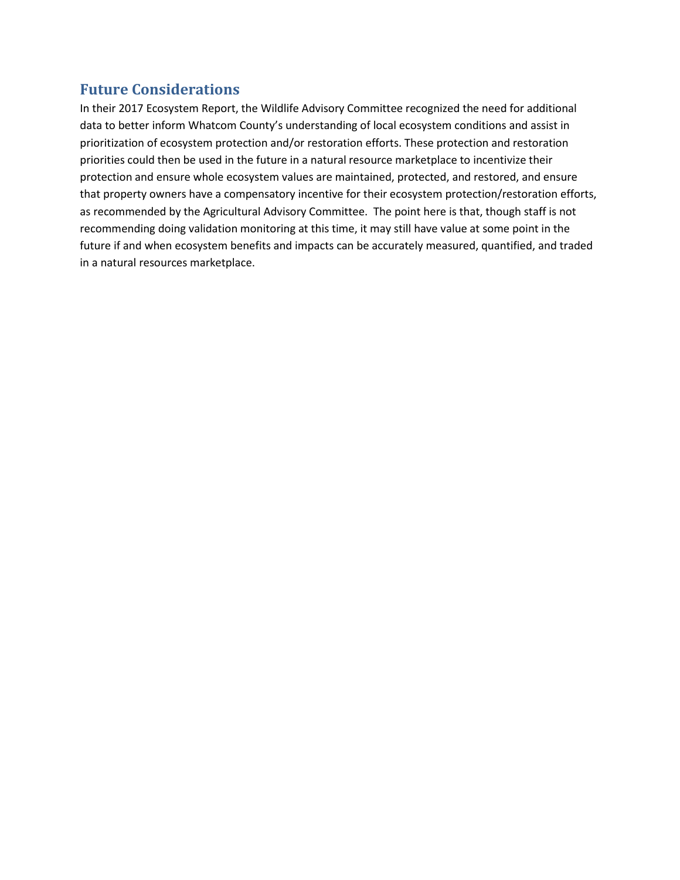## Future Considerations

In their 2017 Ecosystem Report, the Wildlife Advisory Committee recognized the need for additional data to better inform Whatcom County's understanding of local ecosystem conditions and assist in prioritization of ecosystem protection and/or restoration efforts. These protection and restoration priorities could then be used in the future in a natural resource marketplace to incentivize their protection and ensure whole ecosystem values are maintained, protected, and restored, and ensure that property owners have a compensatory incentive for their ecosystem protection/restoration efforts, as recommended by the Agricultural Advisory Committee. The point here is that, though staff is not recommending doing validation monitoring at this time, it may still have value at some point in the future if and when ecosystem benefits and impacts can be accurately measured, quantified, and traded in a natural resources marketplace.